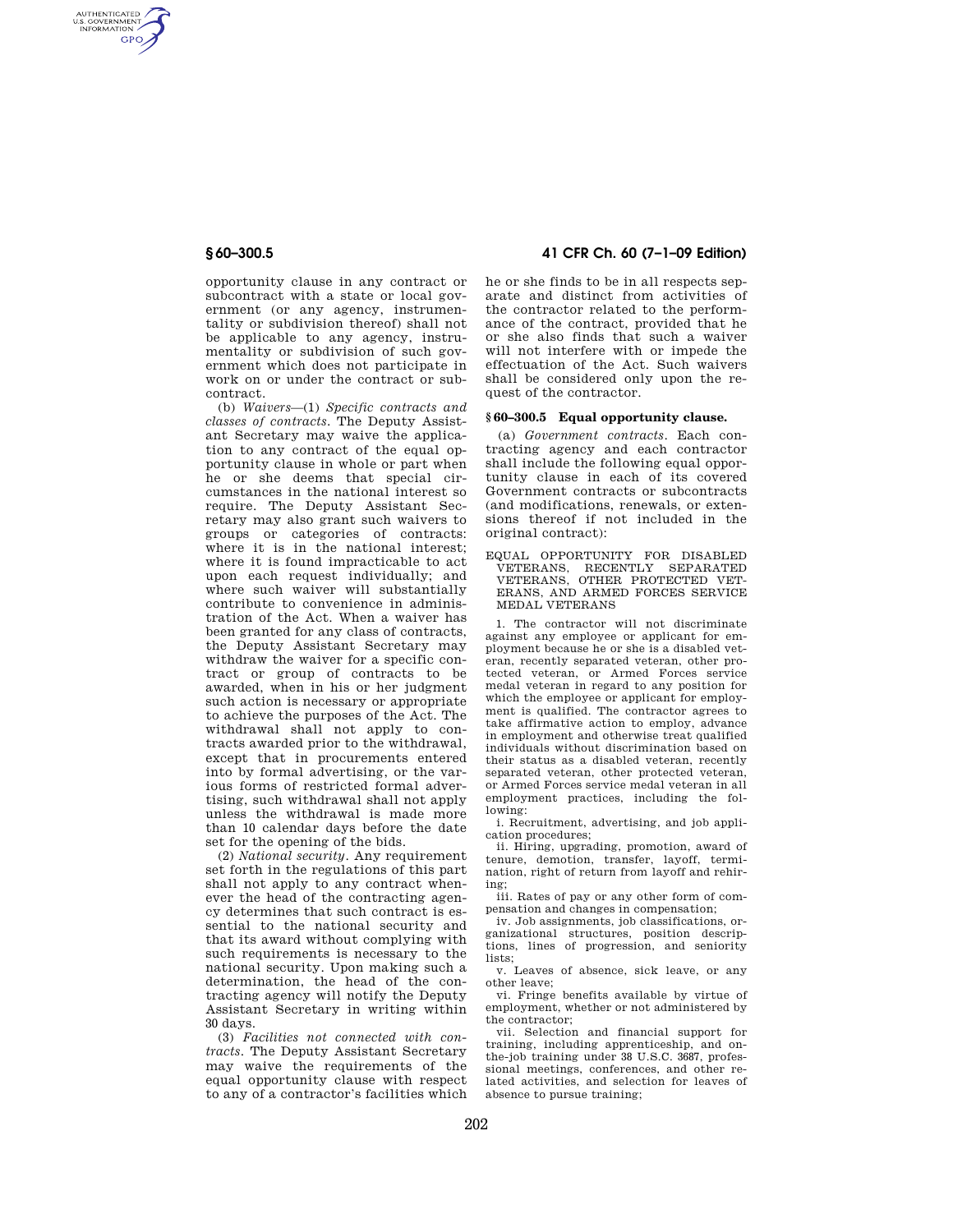opportunity clause in any contract or subcontract with a state or local government (or any agency, instrumentality or subdivision thereof) shall not be applicable to any agency, instrumentality or subdivision of such government which does not participate in work on or under the contract or subcontract.

(b) *Waivers*—(1) *Specific contracts and classes of contracts*. The Deputy Assistant Secretary may waive the application to any contract of the equal opportunity clause in whole or part when he or she deems that special circumstances in the national interest so require. The Deputy Assistant Secretary may also grant such waivers to groups or categories of contracts: where it is in the national interest; where it is found impracticable to act upon each request individually; and where such waiver will substantially contribute to convenience in administration of the Act. When a waiver has been granted for any class of contracts, the Deputy Assistant Secretary may withdraw the waiver for a specific contract or group of contracts to be awarded, when in his or her judgment such action is necessary or appropriate to achieve the purposes of the Act. The withdrawal shall not apply to contracts awarded prior to the withdrawal, except that in procurements entered into by formal advertising, or the various forms of restricted formal advertising, such withdrawal shall not apply unless the withdrawal is made more than 10 calendar days before the date set for the opening of the bids.

(2) *National security*. Any requirement set forth in the regulations of this part shall not apply to any contract whenever the head of the contracting agency determines that such contract is essential to the national security and that its award without complying with such requirements is necessary to the national security. Upon making such a determination, the head of the contracting agency will notify the Deputy Assistant Secretary in writing within 30 days.

(3) *Facilities not connected with contracts*. The Deputy Assistant Secretary may waive the requirements of the equal opportunity clause with respect to any of a contractor's facilities which he or she finds to be in all respects separate and distinct from activities of the contractor related to the performance of the contract, provided that he or she also finds that such a waiver will not interfere with or impede the effectuation of the Act. Such waivers shall be considered only upon the request of the contractor.

## § 60–300.5 Equal opportunity clause.

(a) *Government contracts*. Each contracting agency and each contractor shall include the following equal opportunity clause in each of its covered Government contracts or subcontracts (and modifications, renewals, or extensions thereof if not included in the original contract):

EQUAL OPPORTUNITY FOR DISABLED VETERANS, RECENTLY SEPARATED VETERANS, OTHER PROTECTED VETERANS, AND ARMED FORCES SERVICE MEDAL VETERANS

1. The contractor will not discriminate against any employee or applicant for employment because he or she is a disabled veteran, recently separated veteran, other protected veteran, or Armed Forces service medal veteran in regard to any position for which the employee or applicant for employment is qualified. The contractor agrees to take affirmative action to employ, advance in employment and otherwise treat qualified individuals without discrimination based on their status as a disabled veteran, recently separated veteran, other protected veteran, or Armed Forces service medal veteran in all employment practices, including the following:

i. Recruitment, advertising, and job application procedures;

ii. Hiring, upgrading, promotion, award of tenure, demotion, transfer, layoff, termination, right of return from layoff and rehiring;

iii. Rates of pay or any other form of compensation and changes in compensation;

iv. Job assignments, job classifications, organizational structures, position descriptions, lines of progression, and seniority lists;

v. Leaves of absence, sick leave, or any other leave;

vi. Fringe benefits available by virtue of employment, whether or not administered by the contractor;

vii. Selection and financial support for training, including apprenticeship, and on-the-job training under 38 U.S.C. 3687, professional meetings, conferences, and other related activities, and selection for leaves of absence to pursue training;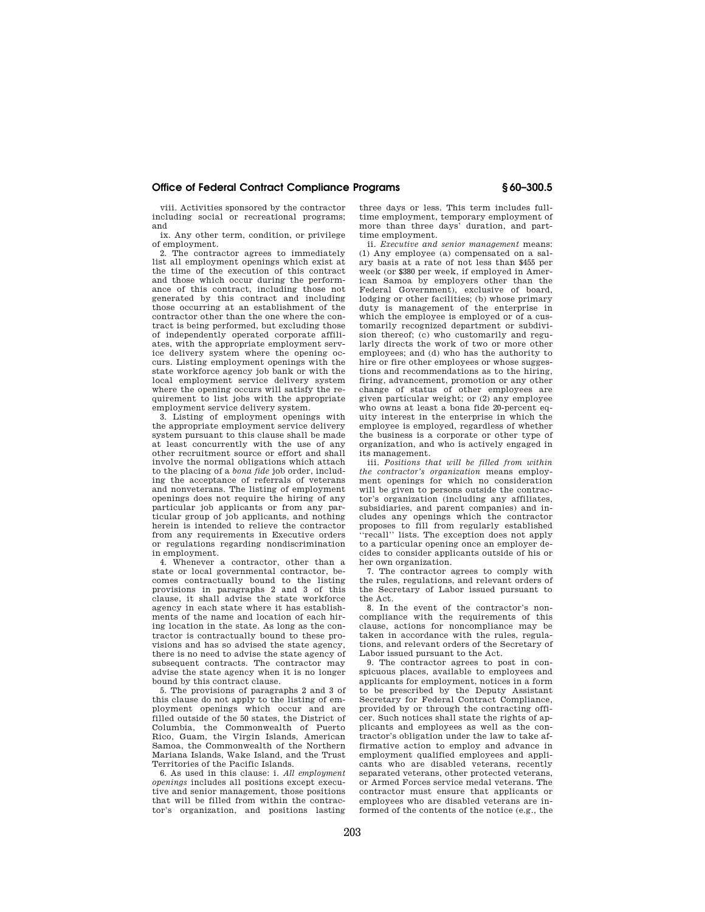viii. Activities sponsored by the contractor including social or recreational programs; and

ix. Any other term, condition, or privilege of employment.

2. The contractor agrees to immediately list all employment openings which exist at the time of the execution of this contract and those which occur during the performance of this contract, including those not generated by this contract and including those occurring at an establishment of the contractor other than the one where the contract is being performed, but excluding those of independently operated corporate affiliates, with the appropriate employment service delivery system where the opening occurs. Listing employment openings with the state workforce agency job bank or with the local employment service delivery system where the opening occurs will satisfy the requirement to list jobs with the appropriate employment service delivery system.

3. Listing of employment openings with the appropriate employment service delivery system pursuant to this clause shall be made at least concurrently with the use of any other recruitment source or effort and shall involve the normal obligations which attach to the placing of a *bona fide* job order, including the acceptance of referrals of veterans and nonveterans. The listing of employment openings does not require the hiring of any particular job applicants or from any particular group of job applicants, and nothing herein is intended to relieve the contractor from any requirements in Executive orders or regulations regarding nondiscrimination in employment.

4. Whenever a contractor, other than a state or local governmental contractor, becomes contractually bound to the listing provisions in paragraphs 2 and 3 of this clause, it shall advise the state workforce agency in each state where it has establishments of the name and location of each hiring location in the state. As long as the contractor is contractually bound to these provisions and has so advised the state agency, there is no need to advise the state agency of subsequent contracts. The contractor may advise the state agency when it is no longer bound by this contract clause.

5. The provisions of paragraphs 2 and 3 of this clause do not apply to the listing of employment openings which occur and are filled outside of the 50 states, the District of Columbia, the Commonwealth of Puerto Rico, Guam, the Virgin Islands, American Samoa, the Commonwealth of the Northern Mariana Islands, Wake Island, and the Trust Territories of the Pacific Islands.

6. As used in this clause: i. *All employment openings* includes all positions except executive and senior management, those positions that will be filled from within the contractor's organization, and positions lasting three days or less. This term includes full-time employment, temporary employment of more than three days' duration, and part-time employment.

ii. *Executive and senior management* means: (1) Any employee (a) compensated on a salary basis at a rate of not less than $455 per week (or $380 per week, if employed in American Samoa by employers other than the Federal Government), exclusive of board, lodging or other facilities; (b) whose primary duty is management of the enterprise in which the employee is employed or of a customarily recognized department or subdivision thereof; (c) who customarily and regularly directs the work of two or more other employees; and (d) who has the authority to hire or fire other employees or whose suggestions and recommendations as to the hiring, firing, advancement, promotion or any other change of status of other employees are given particular weight; or (2) any employee who owns at least a bona fide 20-percent equity interest in the enterprise in which the employee is employed, regardless of whether the business is a corporate or other type of organization, and who is actively engaged in its management.

iii. *Positions that will be filled from within the contractor's organization* means employment openings for which no consideration will be given to persons outside the contractor's organization (including any affiliates, subsidiaries, and parent companies) and includes any openings which the contractor proposes to fill from regularly established "recall" lists. The exception does not apply to a particular opening once an employer decides to consider applicants outside of his or her own organization.

7. The contractor agrees to comply with the rules, regulations, and relevant orders of the Secretary of Labor issued pursuant to the Act.

8. In the event of the contractor's noncompliance with the requirements of this clause, actions for noncompliance may be taken in accordance with the rules, regulations, and relevant orders of the Secretary of Labor issued pursuant to the Act.

9. The contractor agrees to post in conspicuous places, available to employees and applicants for employment, notices in a form to be prescribed by the Deputy Assistant Secretary for Federal Contract Compliance, provided by or through the contracting officer. Such notices shall state the rights of applicants and employees as well as the contractor's obligation under the law to take affirmative action to employ and advance in employment qualified employees and applicants who are disabled veterans, recently separated veterans, other protected veterans, or Armed Forces service medal veterans. The contractor must ensure that applicants or employees who are disabled veterans are informed of the contents of the notice (e.g., the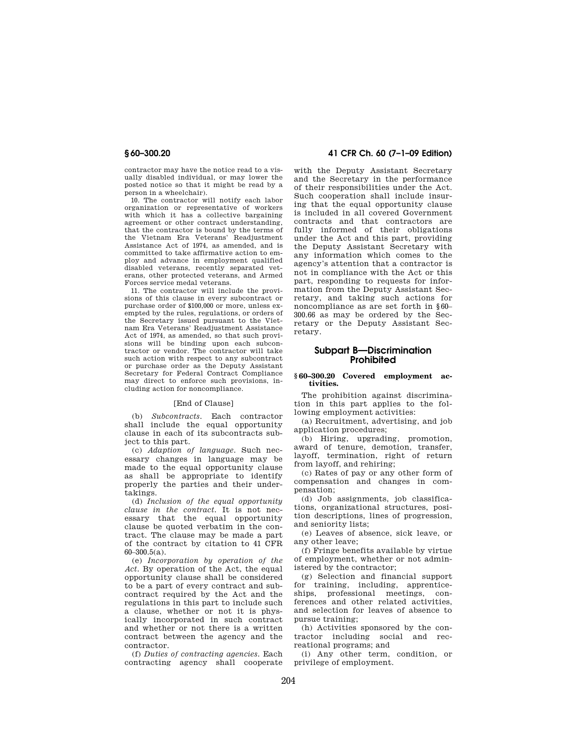contractor may have the notice read to a visually disabled individual, or may lower the posted notice so that it might be read by a person in a wheelchair).

10. The contractor will notify each labor organization or representative of workers with which it has a collective bargaining agreement or other contract understanding, that the contractor is bound by the terms of the Vietnam Era Veterans' Readjustment Assistance Act of 1974, as amended, and is committed to take affirmative action to employ and advance in employment qualified disabled veterans, recently separated veterans, other protected veterans, and Armed Forces service medal veterans.

11. The contractor will include the provisions of this clause in every subcontract or purchase order of $100,000 or more, unless exempted by the rules, regulations, or orders of the Secretary issued pursuant to the Vietnam Era Veterans' Readjustment Assistance Act of 1974, as amended, so that such provisions will be binding upon each subcontractor or vendor. The contractor will take such action with respect to any subcontract or purchase order as the Deputy Assistant Secretary for Federal Contract Compliance may direct to enforce such provisions, including action for noncompliance.

[End of Clause]

(b) *Subcontracts.* Each contractor shall include the equal opportunity clause in each of its subcontracts subject to this part.

(c) *Adaption of language.* Such necessary changes in language may be made to the equal opportunity clause as shall be appropriate to identify properly the parties and their undertakings.

(d) *Inclusion of the equal opportunity clause in the contract.* It is not necessary that the equal opportunity clause be quoted verbatim in the contract. The clause may be made a part of the contract by citation to 41 CFR 60–300.5(a).

(e) *Incorporation by operation of the Act.* By operation of the Act, the equal opportunity clause shall be considered to be a part of every contract and subcontract required by the Act and the regulations in this part to include such a clause, whether or not it is physically incorporated in such contract and whether or not there is a written contract between the agency and the contractor.

(f) *Duties of contracting agencies.* Each contracting agency shall cooperate with the Deputy Assistant Secretary and the Secretary in the performance of their responsibilities under the Act. Such cooperation shall include insuring that the equal opportunity clause is included in all covered Government contracts and that contractors are fully informed of their obligations under the Act and this part, providing the Deputy Assistant Secretary with any information which comes to the agency's attention that a contractor is not in compliance with the Act or this part, responding to requests for information from the Deputy Assistant Secretary, and taking such actions for noncompliance as are set forth in §60–300.66 as may be ordered by the Secretary or the Deputy Assistant Secretary.

## Subpart B—Discrimination Prohibited

### §60–300.20 Covered employment activities.

The prohibition against discrimination in this part applies to the following employment activities:

(a) Recruitment, advertising, and job application procedures;

(b) Hiring, upgrading, promotion, award of tenure, demotion, transfer, layoff, termination, right of return from layoff, and rehiring;

(c) Rates of pay or any other form of compensation and changes in compensation;

(d) Job assignments, job classifications, organizational structures, position descriptions, lines of progression, and seniority lists;

(e) Leaves of absence, sick leave, or any other leave;

(f) Fringe benefits available by virtue of employment, whether or not administered by the contractor;

(g) Selection and financial support for training, including, apprenticeships, professional meetings, conferences and other related activities, and selection for leaves of absence to pursue training;

(h) Activities sponsored by the contractor including social and recreational programs; and

(i) Any other term, condition, or privilege of employment.